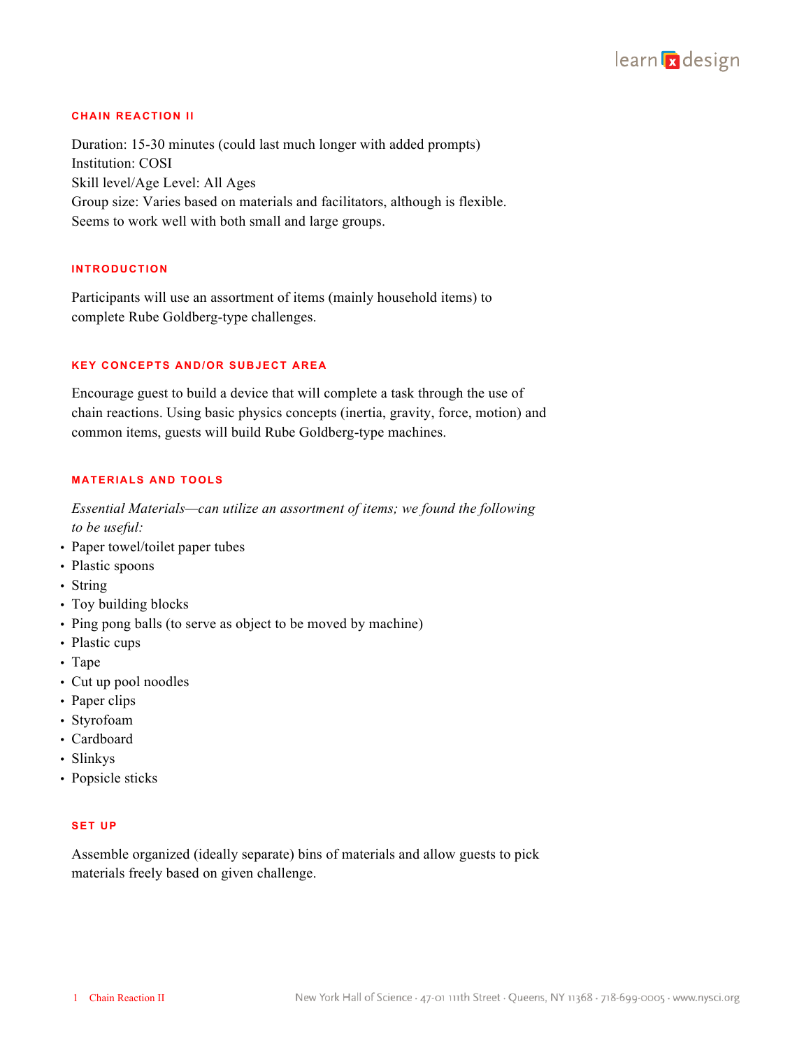## CHAIN REACTION II

Duration: 15-30 minutes (could last much longer with added prompts)
Institution: COSI
Skill level/Age Level: All Ages
Group size: Varies based on materials and facilitators, although is flexible. Seems to work well with both small and large groups.

## INTRODUCTION

Participants will use an assortment of items (mainly household items) to complete Rube Goldberg-type challenges.

## KEY CONCEPTS AND/OR SUBJECT AREA

Encourage guest to build a device that will complete a task through the use of chain reactions. Using basic physics concepts (inertia, gravity, force, motion) and common items, guests will build Rube Goldberg-type machines.

## MATERIALS AND TOOLS

*Essential Materials—can utilize an assortment of items; we found the following to be useful:*

- Paper towel/toilet paper tubes
- Plastic spoons
- String
- Toy building blocks
- Ping pong balls (to serve as object to be moved by machine)
- Plastic cups
- Tape
- Cut up pool noodles
- Paper clips
- Styrofoam
- Cardboard
- Slinkys
- Popsicle sticks

## SET UP

Assemble organized (ideally separate) bins of materials and allow guests to pick materials freely based on given challenge.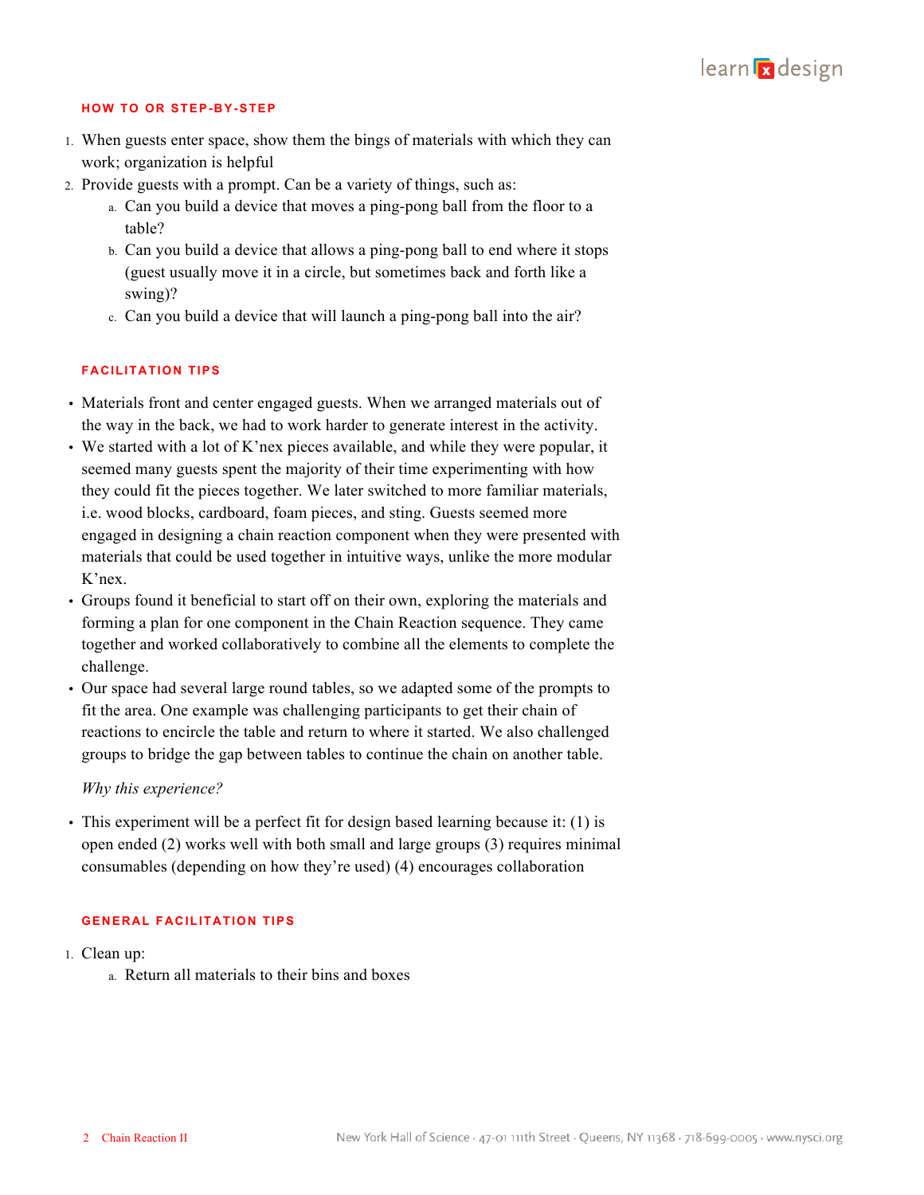### HOW TO OR STEP-BY-STEP

1. When guests enter space, show them the bings of materials with which they can work; organization is helpful
2. Provide guests with a prompt. Can be a variety of things, such as:
   a. Can you build a device that moves a ping-pong ball from the floor to a table?
   b. Can you build a device that allows a ping-pong ball to end where it stops (guest usually move it in a circle, but sometimes back and forth like a swing)?
   c. Can you build a device that will launch a ping-pong ball into the air?

### FACILITATION TIPS

- Materials front and center engaged guests. When we arranged materials out of the way in the back, we had to work harder to generate interest in the activity.
- We started with a lot of K'nex pieces available, and while they were popular, it seemed many guests spent the majority of their time experimenting with how they could fit the pieces together. We later switched to more familiar materials, i.e. wood blocks, cardboard, foam pieces, and sting. Guests seemed more engaged in designing a chain reaction component when they were presented with materials that could be used together in intuitive ways, unlike the more modular K'nex.
- Groups found it beneficial to start off on their own, exploring the materials and forming a plan for one component in the Chain Reaction sequence. They came together and worked collaboratively to combine all the elements to complete the challenge.
- Our space had several large round tables, so we adapted some of the prompts to fit the area. One example was challenging participants to get their chain of reactions to encircle the table and return to where it started. We also challenged groups to bridge the gap between tables to continue the chain on another table.

*Why this experience?*

- This experiment will be a perfect fit for design based learning because it: (1) is open ended (2) works well with both small and large groups (3) requires minimal consumables (depending on how they're used) (4) encourages collaboration

### GENERAL FACILITATION TIPS

1. Clean up:
   a. Return all materials to their bins and boxes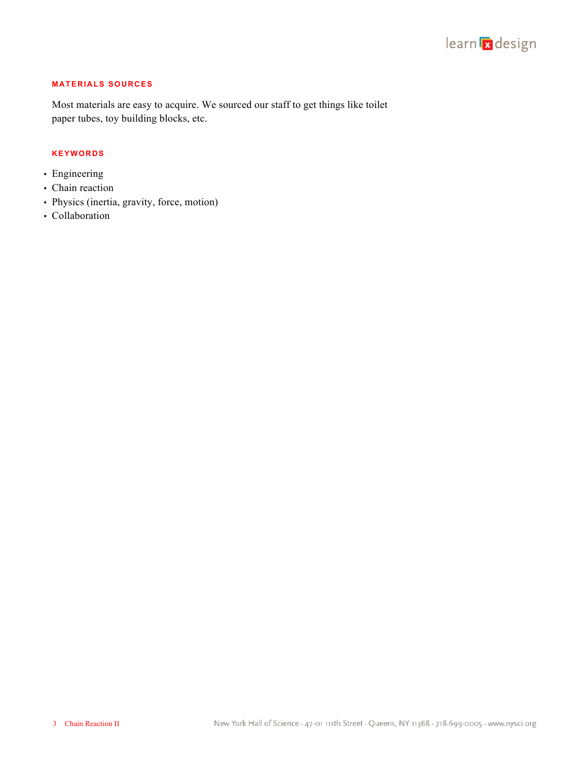## MATERIALS SOURCES

Most materials are easy to acquire. We sourced our staff to get things like toilet paper tubes, toy building blocks, etc.

## KEYWORDS

- Engineering
- Chain reaction
- Physics (inertia, gravity, force, motion)
- Collaboration